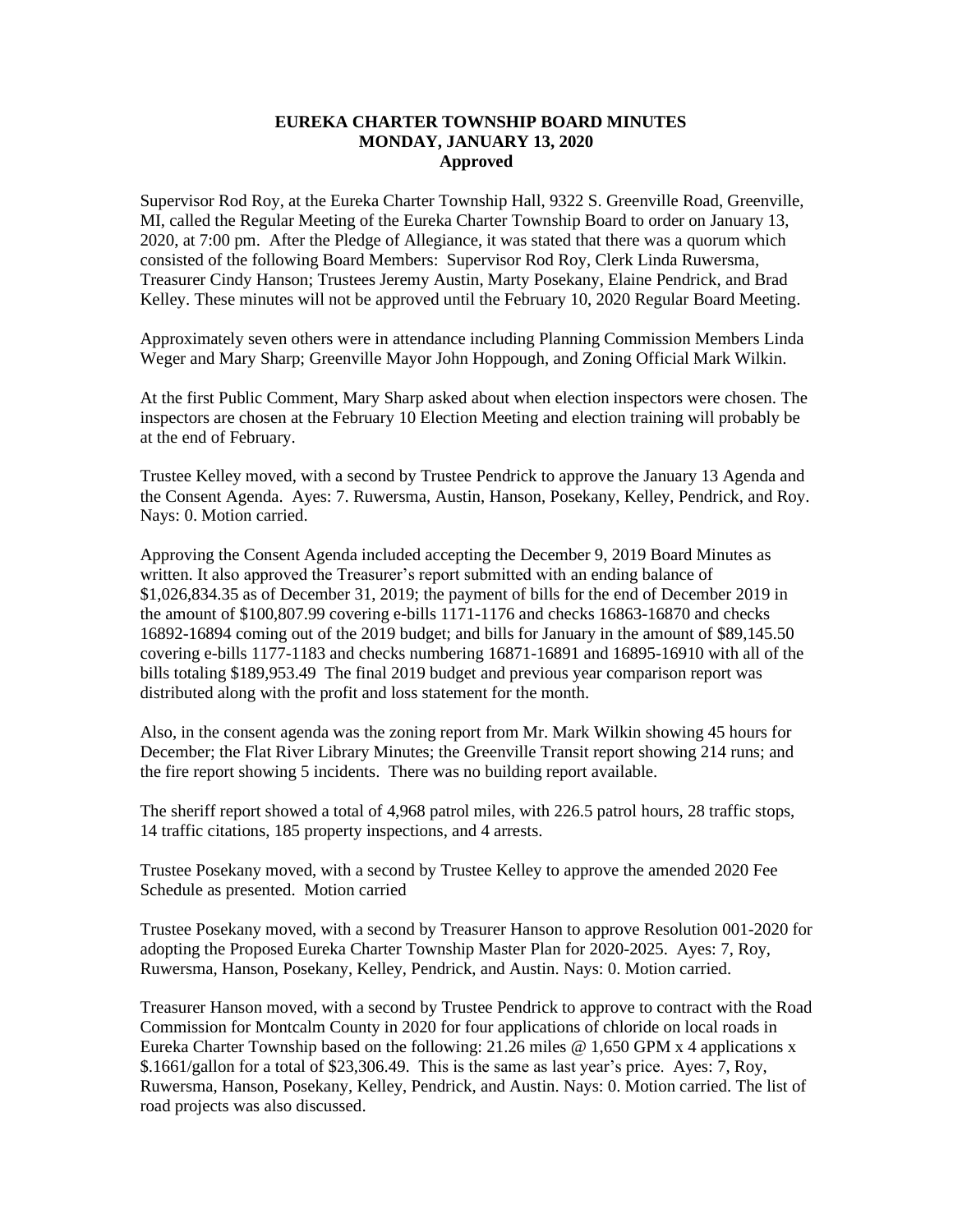# EUREKA CHARTER TOWNSHIP BOARD MINUTES
## MONDAY, JANUARY 13, 2020
### Approved

Supervisor Rod Roy, at the Eureka Charter Township Hall, 9322 S. Greenville Road, Greenville, MI, called the Regular Meeting of the Eureka Charter Township Board to order on January 13, 2020, at 7:00 pm. After the Pledge of Allegiance, it was stated that there was a quorum which consisted of the following Board Members: Supervisor Rod Roy, Clerk Linda Ruwersma, Treasurer Cindy Hanson; Trustees Jeremy Austin, Marty Posekany, Elaine Pendrick, and Brad Kelley. These minutes will not be approved until the February 10, 2020 Regular Board Meeting.

Approximately seven others were in attendance including Planning Commission Members Linda Weger and Mary Sharp; Greenville Mayor John Hoppough, and Zoning Official Mark Wilkin.

At the first Public Comment, Mary Sharp asked about when election inspectors were chosen. The inspectors are chosen at the February 10 Election Meeting and election training will probably be at the end of February.

Trustee Kelley moved, with a second by Trustee Pendrick to approve the January 13 Agenda and the Consent Agenda. Ayes: 7. Ruwersma, Austin, Hanson, Posekany, Kelley, Pendrick, and Roy. Nays: 0. Motion carried.

Approving the Consent Agenda included accepting the December 9, 2019 Board Minutes as written. It also approved the Treasurer's report submitted with an ending balance of $1,026,834.35 as of December 31, 2019; the payment of bills for the end of December 2019 in the amount of $100,807.99 covering e-bills 1171-1176 and checks 16863-16870 and checks 16892-16894 coming out of the 2019 budget; and bills for January in the amount of $89,145.50 covering e-bills 1177-1183 and checks numbering 16871-16891 and 16895-16910 with all of the bills totaling $189,953.49 The final 2019 budget and previous year comparison report was distributed along with the profit and loss statement for the month.

Also, in the consent agenda was the zoning report from Mr. Mark Wilkin showing 45 hours for December; the Flat River Library Minutes; the Greenville Transit report showing 214 runs; and the fire report showing 5 incidents. There was no building report available.

The sheriff report showed a total of 4,968 patrol miles, with 226.5 patrol hours, 28 traffic stops, 14 traffic citations, 185 property inspections, and 4 arrests.

Trustee Posekany moved, with a second by Trustee Kelley to approve the amended 2020 Fee Schedule as presented. Motion carried

Trustee Posekany moved, with a second by Treasurer Hanson to approve Resolution 001-2020 for adopting the Proposed Eureka Charter Township Master Plan for 2020-2025. Ayes: 7, Roy, Ruwersma, Hanson, Posekany, Kelley, Pendrick, and Austin. Nays: 0. Motion carried.

Treasurer Hanson moved, with a second by Trustee Pendrick to approve to contract with the Road Commission for Montcalm County in 2020 for four applications of chloride on local roads in Eureka Charter Township based on the following: 21.26 miles @ 1,650 GPM x 4 applications x $.1661/gallon for a total of $23,306.49. This is the same as last year's price. Ayes: 7, Roy, Ruwersma, Hanson, Posekany, Kelley, Pendrick, and Austin. Nays: 0. Motion carried. The list of road projects was also discussed.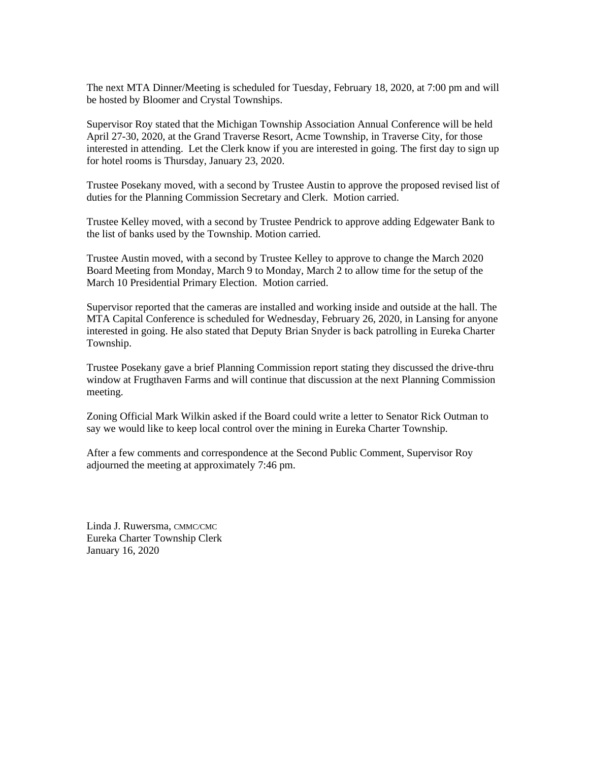The next MTA Dinner/Meeting is scheduled for Tuesday, February 18, 2020, at 7:00 pm and will be hosted by Bloomer and Crystal Townships.

Supervisor Roy stated that the Michigan Township Association Annual Conference will be held April 27-30, 2020, at the Grand Traverse Resort, Acme Township, in Traverse City, for those interested in attending. Let the Clerk know if you are interested in going. The first day to sign up for hotel rooms is Thursday, January 23, 2020.

Trustee Posekany moved, with a second by Trustee Austin to approve the proposed revised list of duties for the Planning Commission Secretary and Clerk. Motion carried.

Trustee Kelley moved, with a second by Trustee Pendrick to approve adding Edgewater Bank to the list of banks used by the Township. Motion carried.

Trustee Austin moved, with a second by Trustee Kelley to approve to change the March 2020 Board Meeting from Monday, March 9 to Monday, March 2 to allow time for the setup of the March 10 Presidential Primary Election. Motion carried.

Supervisor reported that the cameras are installed and working inside and outside at the hall. The MTA Capital Conference is scheduled for Wednesday, February 26, 2020, in Lansing for anyone interested in going. He also stated that Deputy Brian Snyder is back patrolling in Eureka Charter Township.

Trustee Posekany gave a brief Planning Commission report stating they discussed the drive-thru window at Frugthaven Farms and will continue that discussion at the next Planning Commission meeting.

Zoning Official Mark Wilkin asked if the Board could write a letter to Senator Rick Outman to say we would like to keep local control over the mining in Eureka Charter Township.

After a few comments and correspondence at the Second Public Comment, Supervisor Roy adjourned the meeting at approximately 7:46 pm.

Linda J. Ruwersma, CMMC/CMC
Eureka Charter Township Clerk
January 16, 2020